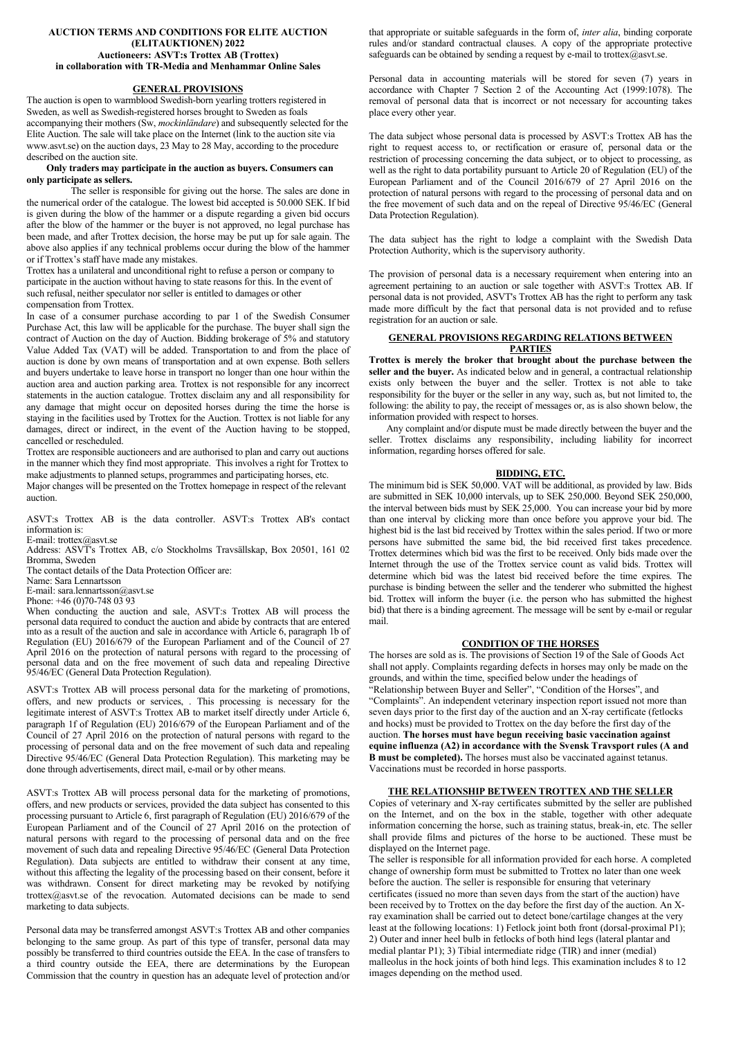**AUCTION TERMS AND CONDITIONS FOR ELITE AUCTION (ELITAUKTIONEN) 2022**
**Auctioneers: ASVT:s Trottex AB (Trottex) in collaboration with TR-Media and Menhammar Online Sales**

## GENERAL PROVISIONS

The auction is open to warmblood Swedish-born yearling trotters registered in Sweden, as well as Swedish-registered horses brought to Sweden as foals accompanying their mothers (Sw, *mockinländare*) and subsequently selected for the Elite Auction. The sale will take place on the Internet (link to the auction site via www.asvt.se) on the auction days, 23 May to 28 May, according to the procedure described on the auction site.

**Only traders may participate in the auction as buyers. Consumers can only participate as sellers.**

The seller is responsible for giving out the horse. The sales are done in the numerical order of the catalogue. The lowest bid accepted is 50.000 SEK. If bid is given during the blow of the hammer or a dispute regarding a given bid occurs after the blow of the hammer or the buyer is not approved, no legal purchase has been made, and after Trottex decision, the horse may be put up for sale again. The above also applies if any technical problems occur during the blow of the hammer or if Trottex's staff have made any mistakes.

Trottex has a unilateral and unconditional right to refuse a person or company to participate in the auction without having to state reasons for this. In the event of such refusal, neither speculator nor seller is entitled to damages or other compensation from Trottex.

In case of a consumer purchase according to par 1 of the Swedish Consumer Purchase Act, this law will be applicable for the purchase. The buyer shall sign the contract of Auction on the day of Auction. Bidding brokerage of 5% and statutory Value Added Tax (VAT) will be added. Transportation to and from the place of auction is done by own means of transportation and at own expense. Both sellers and buyers undertake to leave horse in transport no longer than one hour within the auction area and auction parking area. Trottex is not responsible for any incorrect statements in the auction catalogue. Trottex disclaim any and all responsibility for any damage that might occur on deposited horses during the time the horse is staying in the facilities used by Trottex for the Auction. Trottex is not liable for any damages, direct or indirect, in the event of the Auction having to be stopped, cancelled or rescheduled.

Trottex are responsible auctioneers and are authorised to plan and carry out auctions in the manner which they find most appropriate. This involves a right for Trottex to make adjustments to planned setups, programmes and participating horses, etc. Major changes will be presented on the Trottex homepage in respect of the relevant auction.

ASVT:s Trottex AB is the data controller. ASVT:s Trottex AB's contact information is:
E-mail: trottex@asvt.se
Address: ASVT's Trottex AB, c/o Stockholms Travsällskap, Box 20501, 161 02 Bromma, Sweden
The contact details of the Data Protection Officer are:
Name: Sara Lennartsson
E-mail: sara.lennartsson@asvt.se
Phone: +46 (0)70-748 03 93

When conducting the auction and sale, ASVT:s Trottex AB will process the personal data required to conduct the auction and abide by contracts that are entered into as a result of the auction and sale in accordance with Article 6, paragraph 1b of Regulation (EU) 2016/679 of the European Parliament and of the Council of 27 April 2016 on the protection of natural persons with regard to the processing of personal data and on the free movement of such data and repealing Directive 95/46/EC (General Data Protection Regulation).

ASVT:s Trottex AB will process personal data for the marketing of promotions, offers, and new products or services, . This processing is necessary for the legitimate interest of ASVT:s Trottex AB to market itself directly under Article 6, paragraph 1f of Regulation (EU) 2016/679 of the European Parliament and of the Council of 27 April 2016 on the protection of natural persons with regard to the processing of personal data and on the free movement of such data and repealing Directive 95/46/EC (General Data Protection Regulation). This marketing may be done through advertisements, direct mail, e-mail or by other means.

ASVT:s Trottex AB will process personal data for the marketing of promotions, offers, and new products or services, provided the data subject has consented to this processing pursuant to Article 6, first paragraph of Regulation (EU) 2016/679 of the European Parliament and of the Council of 27 April 2016 on the protection of natural persons with regard to the processing of personal data and on the free movement of such data and repealing Directive 95/46/EC (General Data Protection Regulation). Data subjects are entitled to withdraw their consent at any time, without this affecting the legality of the processing based on their consent, before it was withdrawn. Consent for direct marketing may be revoked by notifying trottex@asvt.se of the revocation. Automated decisions can be made to send marketing to data subjects.

Personal data may be transferred amongst ASVT:s Trottex AB and other companies belonging to the same group. As part of this type of transfer, personal data may possibly be transferred to third countries outside the EEA. In the case of transfers to a third country outside the EEA, there are determinations by the European Commission that the country in question has an adequate level of protection and/or that appropriate or suitable safeguards in the form of, *inter alia*, binding corporate rules and/or standard contractual clauses. A copy of the appropriate protective safeguards can be obtained by sending a request by e-mail to trottex@asvt.se.

Personal data in accounting materials will be stored for seven (7) years in accordance with Chapter 7 Section 2 of the Accounting Act (1999:1078). The removal of personal data that is incorrect or not necessary for accounting takes place every other year.

The data subject whose personal data is processed by ASVT:s Trottex AB has the right to request access to, or rectification or erasure of, personal data or the restriction of processing concerning the data subject, or to object to processing, as well as the right to data portability pursuant to Article 20 of Regulation (EU) of the European Parliament and of the Council 2016/679 of 27 April 2016 on the protection of natural persons with regard to the processing of personal data and on the free movement of such data and on the repeal of Directive 95/46/EC (General Data Protection Regulation).

The data subject has the right to lodge a complaint with the Swedish Data Protection Authority, which is the supervisory authority.

The provision of personal data is a necessary requirement when entering into an agreement pertaining to an auction or sale together with ASVT:s Trottex AB. If personal data is not provided, ASVT's Trottex AB has the right to perform any task made more difficult by the fact that personal data is not provided and to refuse registration for an auction or sale.

## GENERAL PROVISIONS REGARDING RELATIONS BETWEEN PARTIES

**Trottex is merely the broker that brought about the purchase between the seller and the buyer.** As indicated below and in general, a contractual relationship exists only between the buyer and the seller. Trottex is not able to take responsibility for the buyer or the seller in any way, such as, but not limited to, the following: the ability to pay, the receipt of messages or, as is also shown below, the information provided with respect to horses.

Any complaint and/or dispute must be made directly between the buyer and the seller. Trottex disclaims any responsibility, including liability for incorrect information, regarding horses offered for sale.

## BIDDING, ETC.

The minimum bid is SEK 50,000. VAT will be additional, as provided by law. Bids are submitted in SEK 10,000 intervals, up to SEK 250,000. Beyond SEK 250,000, the interval between bids must by SEK 25,000. You can increase your bid by more than one interval by clicking more than once before you approve your bid. The highest bid is the last bid received by Trottex within the sales period. If two or more persons have submitted the same bid, the bid received first takes precedence. Trottex determines which bid was the first to be received. Only bids made over the Internet through the use of the Trottex service count as valid bids. Trottex will determine which bid was the latest bid received before the time expires. The purchase is binding between the seller and the tenderer who submitted the highest bid. Trottex will inform the buyer (i.e. the person who has submitted the highest bid) that there is a binding agreement. The message will be sent by e-mail or regular mail.

## CONDITION OF THE HORSES

The horses are sold as is. The provisions of Section 19 of the Sale of Goods Act shall not apply. Complaints regarding defects in horses may only be made on the grounds, and within the time, specified below under the headings of "Relationship between Buyer and Seller", "Condition of the Horses", and "Complaints". An independent veterinary inspection report issued not more than seven days prior to the first day of the auction and an X-ray certificate (fetlocks and hocks) must be provided to Trottex on the day before the first day of the auction. **The horses must have begun receiving basic vaccination against equine influenza (A2) in accordance with the Svensk Travsport rules (A and B must be completed).** The horses must also be vaccinated against tetanus. Vaccinations must be recorded in horse passports.

## THE RELATIONSHIP BETWEEN TROTTEX AND THE SELLER

Copies of veterinary and X-ray certificates submitted by the seller are published on the Internet, and on the box in the stable, together with other adequate information concerning the horse, such as training status, break-in, etc. The seller shall provide films and pictures of the horse to be auctioned. These must be displayed on the Internet page.

The seller is responsible for all information provided for each horse. A completed change of ownership form must be submitted to Trottex no later than one week before the auction. The seller is responsible for ensuring that veterinary certificates (issued no more than seven days from the start of the auction) have been received by to Trottex on the day before the first day of the auction. An X-ray examination shall be carried out to detect bone/cartilage changes at the very least at the following locations: 1) Fetlock joint both front (dorsal-proximal P1); 2) Outer and inner heel bulb in fetlocks of both hind legs (lateral plantar and medial plantar P1); 3) Tibial intermediate ridge (TIR) and inner (medial) malleolus in the hock joints of both hind legs. This examination includes 8 to 12 images depending on the method used.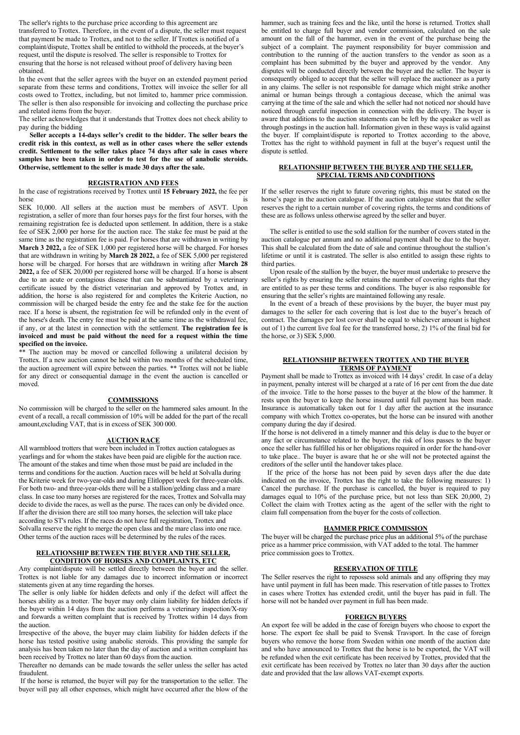The seller's rights to the purchase price according to this agreement are transferred to Trottex. Therefore, in the event of a dispute, the seller must request that payment be made to Trottex, and not to the seller. If Trottex is notified of a complaint/dispute, Trottex shall be entitled to withhold the proceeds, at the buyer's request, until the dispute is resolved. The seller is responsible to Trottex for ensuring that the horse is not released without proof of delivery having been obtained.

In the event that the seller agrees with the buyer on an extended payment period separate from these terms and conditions, Trottex will invoice the seller for all costs owed to Trottex, including, but not limited to, hammer price commission. The seller is then also responsible for invoicing and collecting the purchase price and related items from the buyer.

The seller acknowledges that it understands that Trottex does not check ability to pay during the bidding

**Seller accepts a 14-days seller's credit to the bidder. The seller bears the credit risk in this context, as well as in other cases where the seller extends credit. Settlement to the seller takes place 74 days after sale in cases where samples have been taken in order to test for the use of anabolic steroids. Otherwise, settlement to the seller is made 30 days after the sale.**

## REGISTRATION AND FEES

In the case of registrations received by Trottex until **15 February 2022,** the fee per horse is SEK 10,000. All sellers at the auction must be members of ASVT. Upon registration, a seller of more than four horses pays for the first four horses, with the remaining registration fee is deducted upon settlement. In addition, there is a stake fee of SEK 2,000 per horse for the auction race. The stake fee must be paid at the same time as the registration fee is paid. For horses that are withdrawn in writing by **March 3 2022,** a fee of SEK 1,000 per registered horse will be charged. For horses that are withdrawn in writing by **March 28 2022,** a fee of SEK 5,000 per registered horse will be charged. For horses that are withdrawn in writing after **March 28 2022,** a fee of SEK 20,000 per registered horse will be charged. If a horse is absent due to an acute or contagious disease that can be substantiated by a veterinary certificate issued by the district veterinarian and approved by Trottex and, in addition, the horse is also registered for and completes the Kriterie Auction, no commission will be charged beside the entry fee and the stake fee for the auction race. If a horse is absent, the registration fee will be refunded only in the event of the horse's death. The entry fee must be paid at the same time as the withdrawal fee, if any, or at the latest in connection with the settlement. **The registration fee is invoiced and must be paid without the need for a request within the time specified on the invoice.**

** The auction may be moved or cancelled following a unilateral decision by Trottex. If a new auction cannot be held within two months of the scheduled time, the auction agreement will expire between the parties. ** Trottex will not be liable for any direct or consequential damage in the event the auction is cancelled or moved.

## COMMISSIONS

No commission will be charged to the seller on the hammered sales amount. In the event of a recall, a recall commission of 10% will be added for the part of the recall amount,excluding VAT, that is in excess of SEK 300 000.

## AUCTION RACE

All warmblood trotters that were been included in Trottex auction catalogues as yearlings and for whom the stakes have been paid are eligible for the auction race. The amount of the stakes and time when those must be paid are included in the terms and conditions for the auction. Auction races will be held at Solvalla during the Kriterie week for two-year-olds and during Elitloppet week for three-year-olds. For both two- and three-year-olds there will be a stallion/gelding class and a mare class. In case too many horses are registered for the races, Trottex and Solvalla may decide to divide the races, as well as the purse. The races can only be divided once. If after the division there are still too many horses, the selection will take place according to ST's rules. If the races do not have full registration, Trottex and Solvalla reserve the right to merge the open class and the mare class into one race. Other terms of the auction races will be determined by the rules of the races.

## RELATIONSHIP BETWEEN THE BUYER AND THE SELLER, CONDITION OF HORSES AND COMPLAINTS, ETC

Any complaint/dispute will be settled directly between the buyer and the seller. Trottex is not liable for any damages due to incorrect information or incorrect statements given at any time regarding the horses.

The seller is only liable for hidden defects and only if the defect will affect the horses ability as a trotter. The buyer may only claim liability for hidden defects if the buyer within 14 days from the auction performs a veterinary inspection/X-ray and forwards a written complaint that is received by Trottex within 14 days from the auction.

Irrespective of the above, the buyer may claim liability for hidden defects if the horse has tested positive using anabolic steroids. This providing the sample for analysis has been taken no later than the day of auction and a written complaint has been received by Trottex no later than 60 days from the auction.

Thereafter no demands can be made towards the seller unless the seller has acted fraudulent.

If the horse is returned, the buyer will pay for the transportation to the seller. The buyer will pay all other expenses, which might have occurred after the blow of the hammer, such as training fees and the like, until the horse is returned. Trottex shall be entitled to charge full buyer and vendor commission, calculated on the sale amount on the fall of the hammer, even in the event of the purchase being the subject of a complaint. The payment responsibility for buyer commission and contribution to the running of the auction transfers to the vendor as soon as a complaint has been submitted by the buyer and approved by the vendor. Any disputes will be conducted directly between the buyer and the seller. The buyer is consequently obliged to accept that the seller will replace the auctioneer as a party in any claims. The seller is not responsible for damage which might strike another animal or human beings through a contagious decease, which the animal was carrying at the time of the sale and which the seller had not noticed nor should have noticed through careful inspection in connection with the delivery. The buyer is aware that additions to the auction statements can be left by the speaker as well as through postings in the auction hall. Information given in these ways is valid against the buyer. If complaint/dispute is reported to Trottex according to the above, Trottex has the right to withhold payment in full at the buyer's request until the dispute is settled.

## RELATIONSHIP BETWEEN THE BUYER AND THE SELLER, SPECIAL TERMS AND CONDITIONS

If the seller reserves the right to future covering rights, this must be stated on the horse's page in the auction catalogue. If the auction catalogue states that the seller reserves the right to a certain number of covering rights, the terms and conditions of these are as follows unless otherwise agreed by the seller and buyer.

The seller is entitled to use the sold stallion for the number of covers stated in the auction catalogue per annum and no additional payment shall be due to the buyer. This shall be calculated from the date of sale and continue throughout the stallion's lifetime or until it is castrated. The seller is also entitled to assign these rights to third parties.

Upon resale of the stallion by the buyer, the buyer must undertake to preserve the seller's rights by ensuring the seller retains the number of covering rights that they are entitled to as per these terms and conditions. The buyer is also responsible for ensuring that the seller's rights are maintained following any resale.

In the event of a breach of these provisions by the buyer, the buyer must pay damages to the seller for each covering that is lost due to the buyer's breach of contract. The damages per lost cover shall be equal to whichever amount is highest out of 1) the current live foal fee for the transferred horse, 2) 1% of the final bid for the horse, or 3) SEK 5,000.

## RELATIONSHIP BETWEEN TROTTEX AND THE BUYER TERMS OF PAYMENT

Payment shall be made to Trottex as invoiced with 14 days' credit. In case of a delay in payment, penalty interest will be charged at a rate of 16 per cent from the due date of the invoice. Title to the horse passes to the buyer at the blow of the hammer. It rests upon the buyer to keep the horse insured until full payment has been made. Insurance is automatically taken out for 1 day after the auction at the insurance company with which Trottex co-operates, but the horse can be insured with another company during the day if desired.

If the horse is not delivered in a timely manner and this delay is due to the buyer or any fact or circumstance related to the buyer, the risk of loss passes to the buyer once the seller has fulfilled his or her obligations required in order for the hand-over to take place.. The buyer is aware that he or she will not be protected against the creditors of the seller until the handover takes place.

If the price of the horse has not been paid by seven days after the due date indicated on the invoice, Trottex has the right to take the following measures: 1) Cancel the purchase. If the purchase is cancelled, the buyer is required to pay damages equal to 10% of the purchase price, but not less than SEK 20,000, 2) Collect the claim with Trottex acting as the agent of the seller with the right to claim full compensation from the buyer for the costs of collection.

## HAMMER PRICE COMMISSION

The buyer will be charged the purchase price plus an additional 5% of the purchase price as a hammer price commission, with VAT added to the total. The hammer price commission goes to Trottex.

## RESERVATION OF TITLE

The Seller reserves the right to repossess sold animals and any offspring they may have until payment in full has been made. This reservation of title passes to Trottex in cases where Trottex has extended credit, until the buyer has paid in full. The horse will not be handed over payment in full has been made.

## FOREIGN BUYERS

An export fee will be added in the case of foreign buyers who choose to export the horse. The export fee shall be paid to Svensk Travsport. In the case of foreign buyers who remove the horse from Sweden within one month of the auction date and who have announced to Trottex that the horse is to be exported, the VAT will be refunded when the exit certificate has been received by Trottex, provided that the exit certificate has been received by Trottex no later than 30 days after the auction date and provided that the law allows VAT-exempt exports.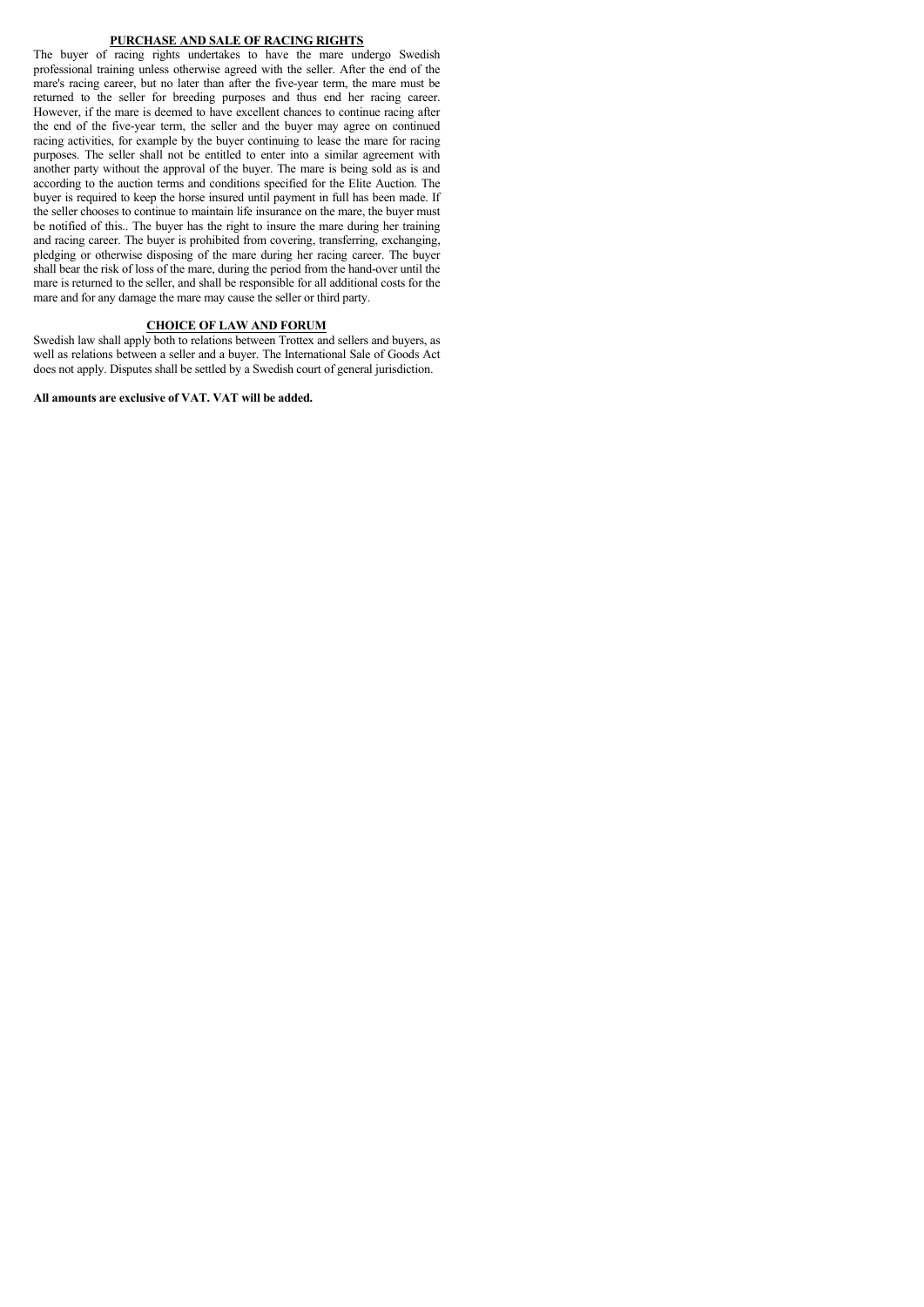## PURCHASE AND SALE OF RACING RIGHTS

The buyer of racing rights undertakes to have the mare undergo Swedish professional training unless otherwise agreed with the seller. After the end of the mare's racing career, but no later than after the five-year term, the mare must be returned to the seller for breeding purposes and thus end her racing career. However, if the mare is deemed to have excellent chances to continue racing after the end of the five-year term, the seller and the buyer may agree on continued racing activities, for example by the buyer continuing to lease the mare for racing purposes. The seller shall not be entitled to enter into a similar agreement with another party without the approval of the buyer. The mare is being sold as is and according to the auction terms and conditions specified for the Elite Auction. The buyer is required to keep the horse insured until payment in full has been made. If the seller chooses to continue to maintain life insurance on the mare, the buyer must be notified of this.. The buyer has the right to insure the mare during her training and racing career. The buyer is prohibited from covering, transferring, exchanging, pledging or otherwise disposing of the mare during her racing career. The buyer shall bear the risk of loss of the mare, during the period from the hand-over until the mare is returned to the seller, and shall be responsible for all additional costs for the mare and for any damage the mare may cause the seller or third party.

## CHOICE OF LAW AND FORUM

Swedish law shall apply both to relations between Trottex and sellers and buyers, as well as relations between a seller and a buyer. The International Sale of Goods Act does not apply. Disputes shall be settled by a Swedish court of general jurisdiction.

**All amounts are exclusive of VAT. VAT will be added.**